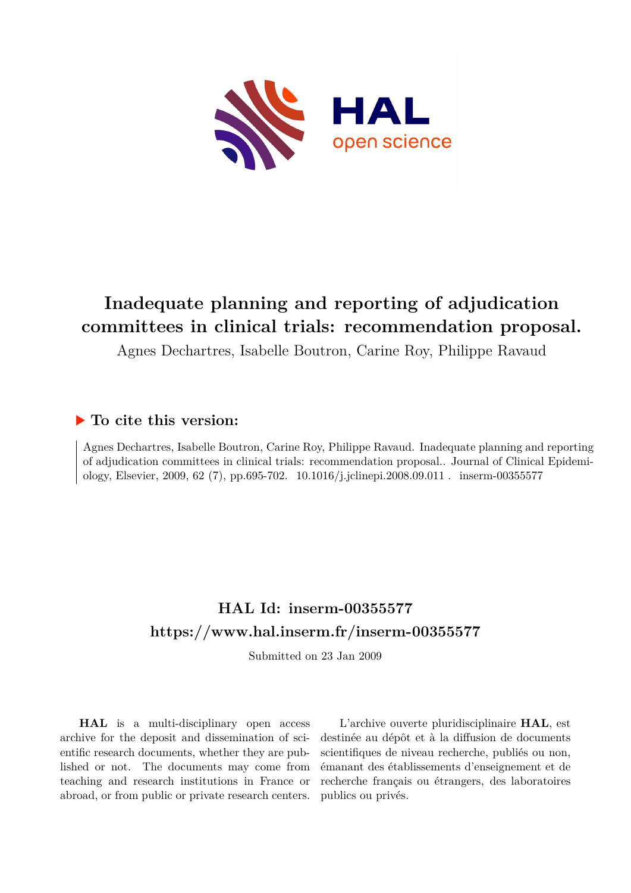# Inadequate planning and reporting of adjudication committees in clinical trials: recommendation proposal.

Agnes Dechartres, Isabelle Boutron, Carine Roy, Philippe Ravaud

## ▶ To cite this version:

Agnes Dechartres, Isabelle Boutron, Carine Roy, Philippe Ravaud. Inadequate planning and reporting of adjudication committees in clinical trials: recommendation proposal.. Journal of Clinical Epidemiology, Elsevier, 2009, 62 (7), pp.695-702. 10.1016/j.jclinepi.2008.09.011 . inserm-00355577

## HAL Id: inserm-00355577
## https://www.hal.inserm.fr/inserm-00355577

Submitted on 23 Jan 2009

**HAL** is a multi-disciplinary open access archive for the deposit and dissemination of scientific research documents, whether they are published or not. The documents may come from teaching and research institutions in France or abroad, or from public or private research centers.

L'archive ouverte pluridisciplinaire **HAL**, est destinée au dépôt et à la diffusion de documents scientifiques de niveau recherche, publiés ou non, émanant des établissements d'enseignement et de recherche français ou étrangers, des laboratoires publics ou privés.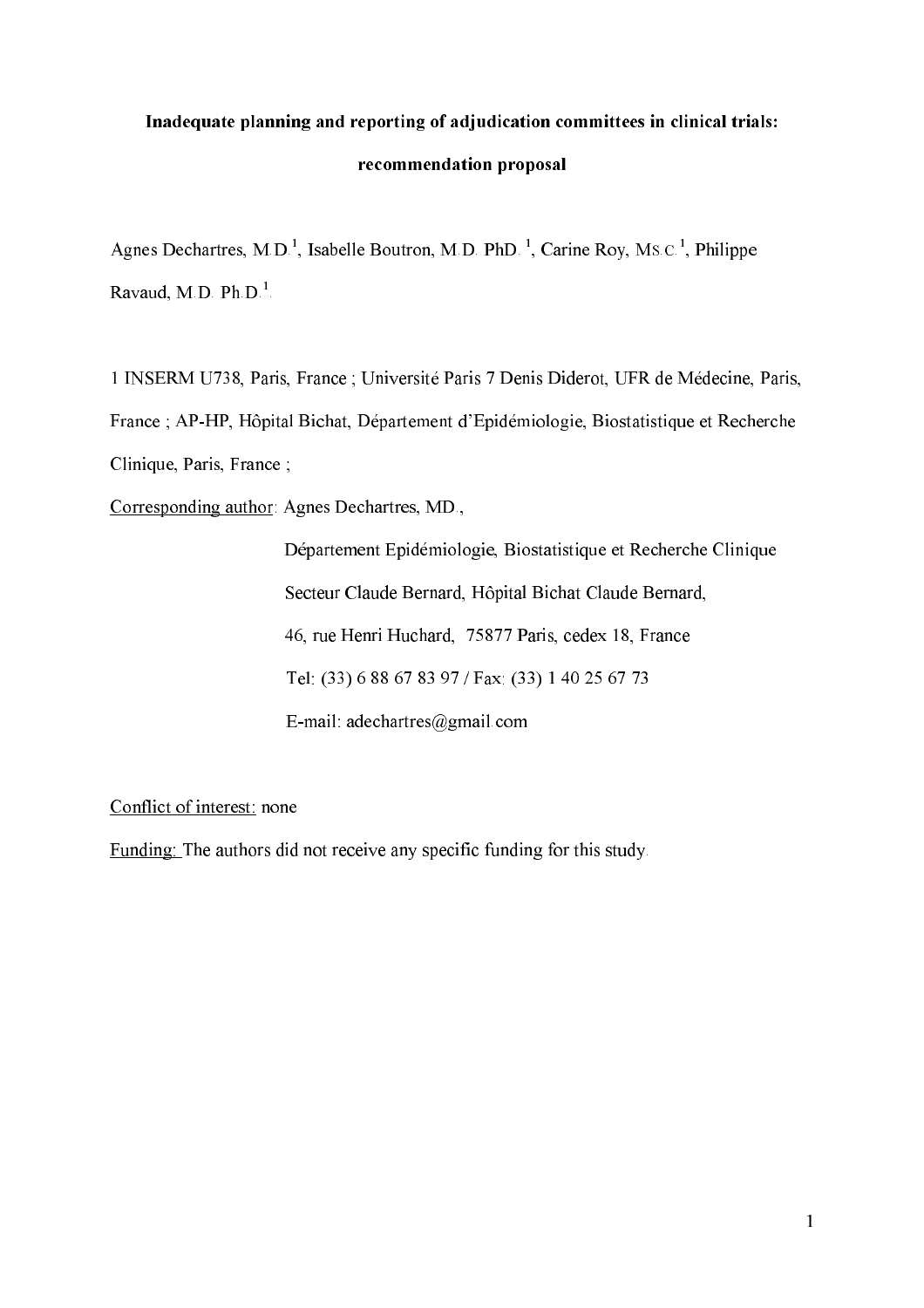**Inadequate planning and reporting of adjudication committees in clinical trials: recommendation proposal**

Agnes Dechartres, M.D.[1], Isabelle Boutron, M.D. PhD.[1], Carine Roy, MS.C.[1], Philippe Ravaud, M.D. Ph.D.[1].

1 INSERM U738, Paris, France ; Université Paris 7 Denis Diderot, UFR de Médecine, Paris, France ; AP-HP, Hôpital Bichat, Département d'Epidémiologie, Biostatistique et Recherche Clinique, Paris, France ;

Corresponding author: Agnes Dechartres, MD.,

Département Epidémiologie, Biostatistique et Recherche Clinique
Secteur Claude Bernard, Hôpital Bichat Claude Bernard,
46, rue Henri Huchard, 75877 Paris, cedex 18, France
Tel: (33) 6 88 67 83 97 / Fax: (33) 1 40 25 67 73
E-mail: adechartres@gmail.com

Conflict of interest: none

Funding: The authors did not receive any specific funding for this study.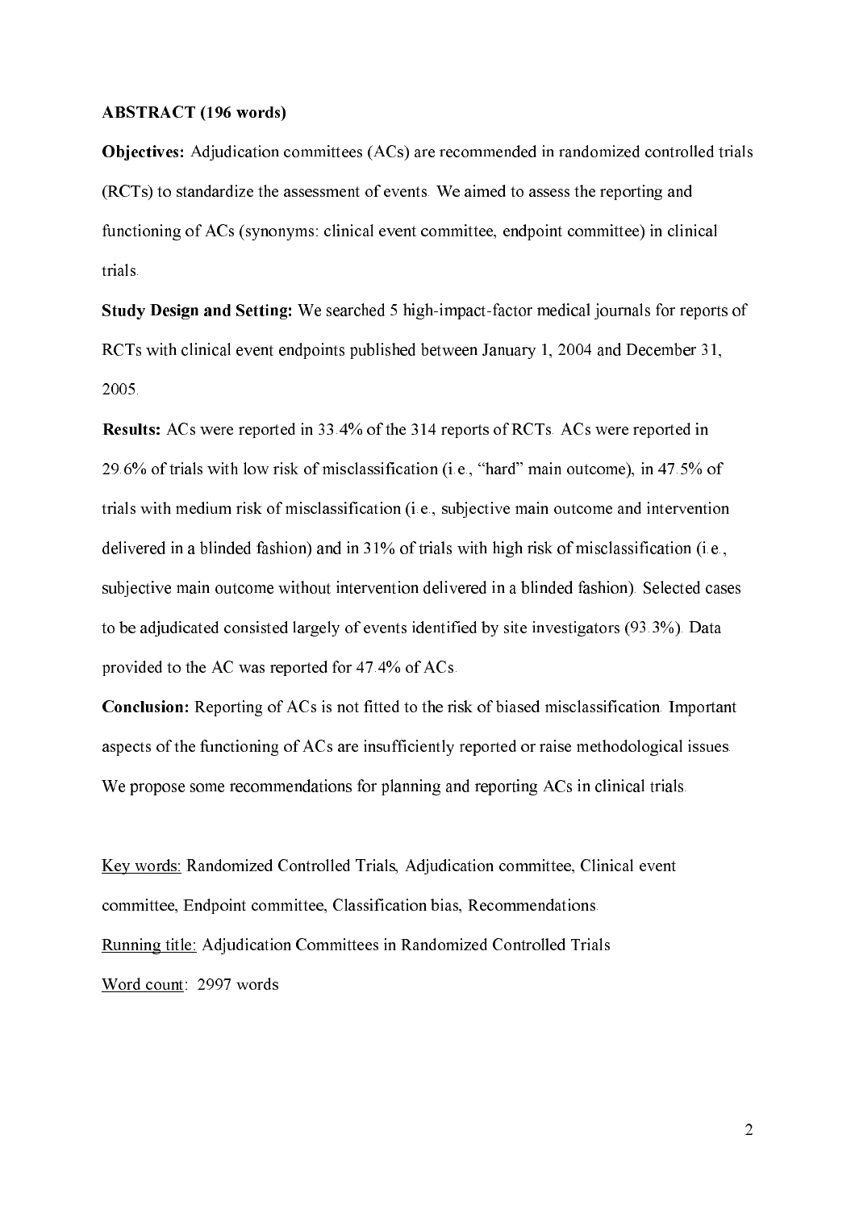**ABSTRACT (196 words)**

**Objectives:** Adjudication committees (ACs) are recommended in randomized controlled trials (RCTs) to standardize the assessment of events. We aimed to assess the reporting and functioning of ACs (synonyms: clinical event committee, endpoint committee) in clinical trials.

**Study Design and Setting:** We searched 5 high-impact-factor medical journals for reports of RCTs with clinical event endpoints published between January 1, 2004 and December 31, 2005.

**Results:** ACs were reported in 33.4% of the 314 reports of RCTs. ACs were reported in 29.6% of trials with low risk of misclassification (i.e., "hard" main outcome), in 47.5% of trials with medium risk of misclassification (i.e., subjective main outcome and intervention delivered in a blinded fashion) and in 31% of trials with high risk of misclassification (i.e., subjective main outcome without intervention delivered in a blinded fashion). Selected cases to be adjudicated consisted largely of events identified by site investigators (93.3%). Data provided to the AC was reported for 47.4% of ACs.

**Conclusion:** Reporting of ACs is not fitted to the risk of biased misclassification. Important aspects of the functioning of ACs are insufficiently reported or raise methodological issues. We propose some recommendations for planning and reporting ACs in clinical trials.

Key words: Randomized Controlled Trials, Adjudication committee, Clinical event committee, Endpoint committee, Classification bias, Recommendations.

Running title: Adjudication Committees in Randomized Controlled Trials

Word count: 2997 words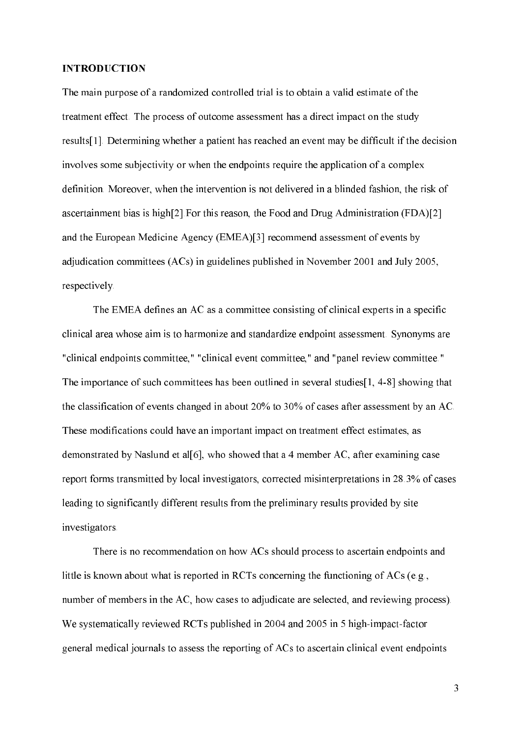## INTRODUCTION

The main purpose of a randomized controlled trial is to obtain a valid estimate of the treatment effect. The process of outcome assessment has a direct impact on the study results[1]. Determining whether a patient has reached an event may be difficult if the decision involves some subjectivity or when the endpoints require the application of a complex definition. Moreover, when the intervention is not delivered in a blinded fashion, the risk of ascertainment bias is high[2]. For this reason, the Food and Drug Administration (FDA)[2] and the European Medicine Agency (EMEA)[3] recommend assessment of events by adjudication committees (ACs) in guidelines published in November 2001 and July 2005, respectively.

The EMEA defines an AC as a committee consisting of clinical experts in a specific clinical area whose aim is to harmonize and standardize endpoint assessment. Synonyms are "clinical endpoints committee," "clinical event committee," and "panel review committee." The importance of such committees has been outlined in several studies[1, 4-8] showing that the classification of events changed in about 20% to 30% of cases after assessment by an AC. These modifications could have an important impact on treatment effect estimates, as demonstrated by Naslund et al[6], who showed that a 4 member AC, after examining case report forms transmitted by local investigators, corrected misinterpretations in 28.3% of cases leading to significantly different results from the preliminary results provided by site investigators.

There is no recommendation on how ACs should process to ascertain endpoints and little is known about what is reported in RCTs concerning the functioning of ACs (e.g., number of members in the AC, how cases to adjudicate are selected, and reviewing process). We systematically reviewed RCTs published in 2004 and 2005 in 5 high-impact-factor general medical journals to assess the reporting of ACs to ascertain clinical event endpoints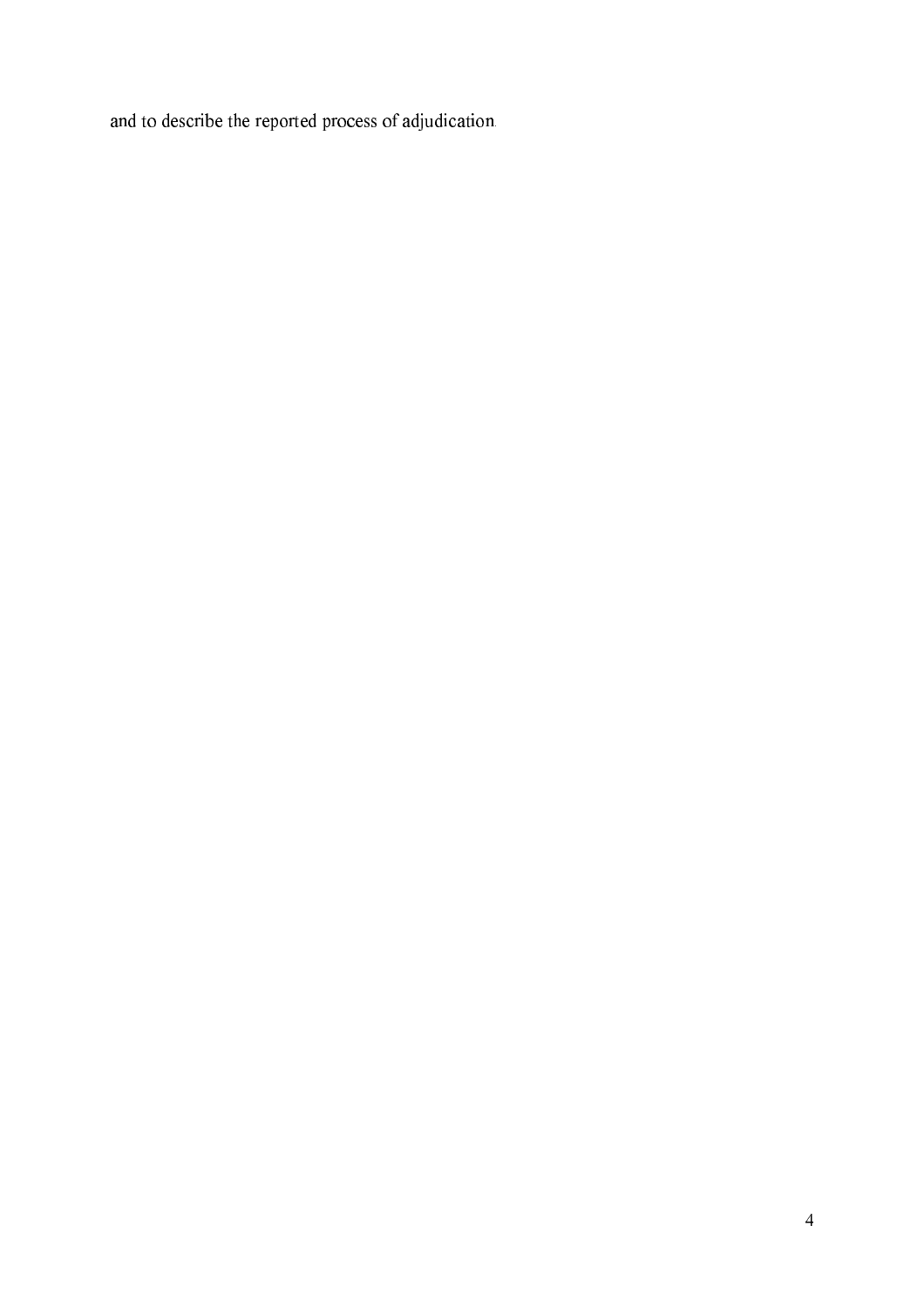and to describe the reported process of adjudication.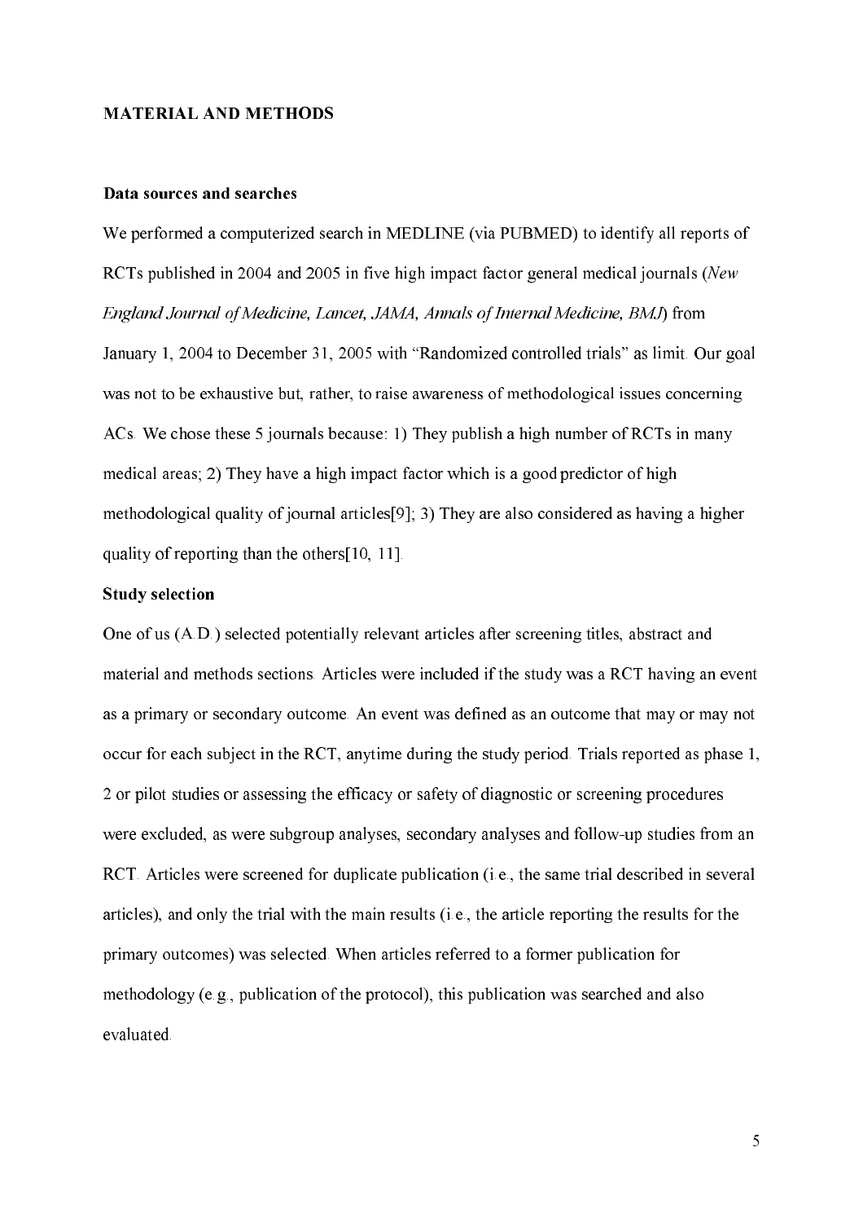## MATERIAL AND METHODS

### Data sources and searches

We performed a computerized search in MEDLINE (via PUBMED) to identify all reports of RCTs published in 2004 and 2005 in five high impact factor general medical journals (*New England Journal of Medicine, Lancet, JAMA, Annals of Internal Medicine, BMJ*) from January 1, 2004 to December 31, 2005 with "Randomized controlled trials" as limit. Our goal was not to be exhaustive but, rather, to raise awareness of methodological issues concerning ACs. We chose these 5 journals because: 1) They publish a high number of RCTs in many medical areas; 2) They have a high impact factor which is a good predictor of high methodological quality of journal articles[9]; 3) They are also considered as having a higher quality of reporting than the others[10, 11].

### Study selection

One of us (A.D.) selected potentially relevant articles after screening titles, abstract and material and methods sections. Articles were included if the study was a RCT having an event as a primary or secondary outcome. An event was defined as an outcome that may or may not occur for each subject in the RCT, anytime during the study period. Trials reported as phase 1, 2 or pilot studies or assessing the efficacy or safety of diagnostic or screening procedures were excluded, as were subgroup analyses, secondary analyses and follow-up studies from an RCT. Articles were screened for duplicate publication (i.e., the same trial described in several articles), and only the trial with the main results (i.e., the article reporting the results for the primary outcomes) was selected. When articles referred to a former publication for methodology (e.g., publication of the protocol), this publication was searched and also evaluated.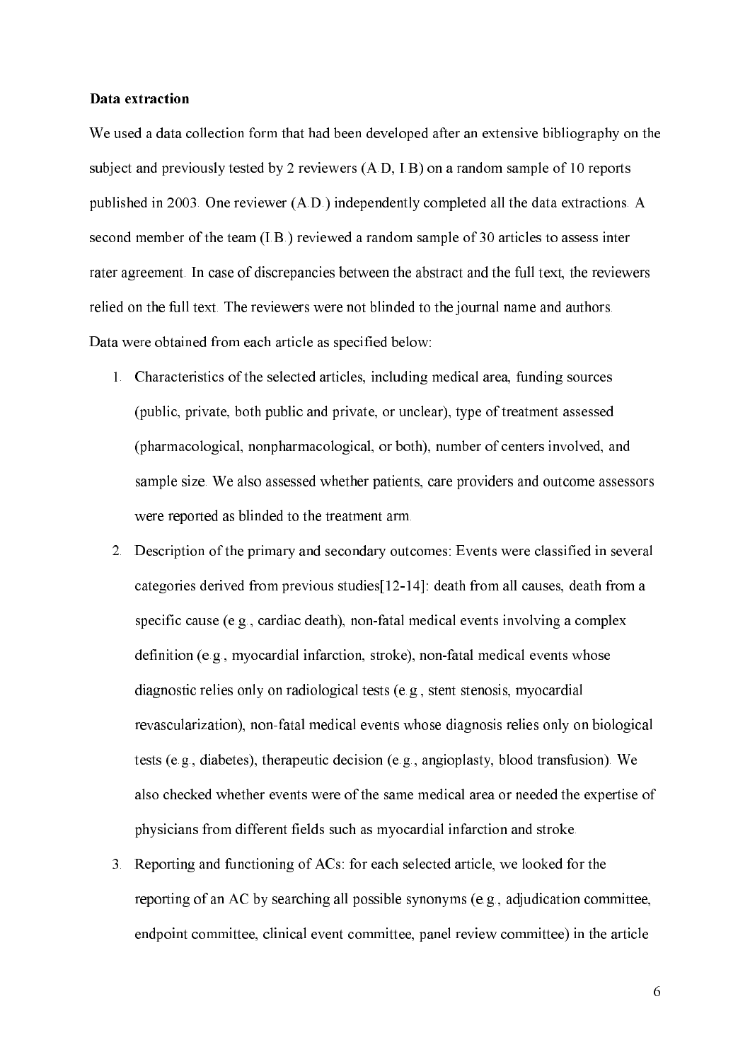**Data extraction**

We used a data collection form that had been developed after an extensive bibliography on the subject and previously tested by 2 reviewers (A.D, I.B) on a random sample of 10 reports published in 2003. One reviewer (A.D.) independently completed all the data extractions. A second member of the team (I.B.) reviewed a random sample of 30 articles to assess inter rater agreement. In case of discrepancies between the abstract and the full text, the reviewers relied on the full text. The reviewers were not blinded to the journal name and authors. Data were obtained from each article as specified below:

1. Characteristics of the selected articles, including medical area, funding sources (public, private, both public and private, or unclear), type of treatment assessed (pharmacological, nonpharmacological, or both), number of centers involved, and sample size. We also assessed whether patients, care providers and outcome assessors were reported as blinded to the treatment arm.
2. Description of the primary and secondary outcomes: Events were classified in several categories derived from previous studies[12-14]: death from all causes, death from a specific cause (e.g., cardiac death), non-fatal medical events involving a complex definition (e.g., myocardial infarction, stroke), non-fatal medical events whose diagnostic relies only on radiological tests (e.g., stent stenosis, myocardial revascularization), non-fatal medical events whose diagnosis relies only on biological tests (e.g., diabetes), therapeutic decision (e.g., angioplasty, blood transfusion). We also checked whether events were of the same medical area or needed the expertise of physicians from different fields such as myocardial infarction and stroke.
3. Reporting and functioning of ACs: for each selected article, we looked for the reporting of an AC by searching all possible synonyms (e.g., adjudication committee, endpoint committee, clinical event committee, panel review committee) in the article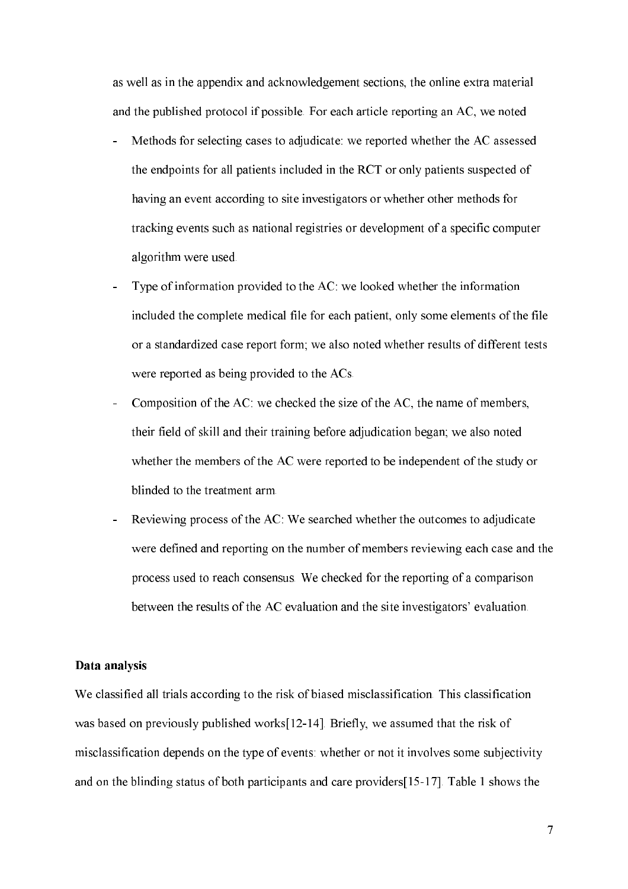as well as in the appendix and acknowledgement sections, the online extra material and the published protocol if possible. For each article reporting an AC, we noted

- Methods for selecting cases to adjudicate: we reported whether the AC assessed the endpoints for all patients included in the RCT or only patients suspected of having an event according to site investigators or whether other methods for tracking events such as national registries or development of a specific computer algorithm were used.
- Type of information provided to the AC: we looked whether the information included the complete medical file for each patient, only some elements of the file or a standardized case report form; we also noted whether results of different tests were reported as being provided to the ACs.
- Composition of the AC: we checked the size of the AC, the name of members, their field of skill and their training before adjudication began; we also noted whether the members of the AC were reported to be independent of the study or blinded to the treatment arm.
- Reviewing process of the AC: We searched whether the outcomes to adjudicate were defined and reporting on the number of members reviewing each case and the process used to reach consensus. We checked for the reporting of a comparison between the results of the AC evaluation and the site investigators' evaluation.

**Data analysis**

We classified all trials according to the risk of biased misclassification. This classification was based on previously published works[12-14]. Briefly, we assumed that the risk of misclassification depends on the type of events: whether or not it involves some subjectivity and on the blinding status of both participants and care providers[15-17]. Table 1 shows the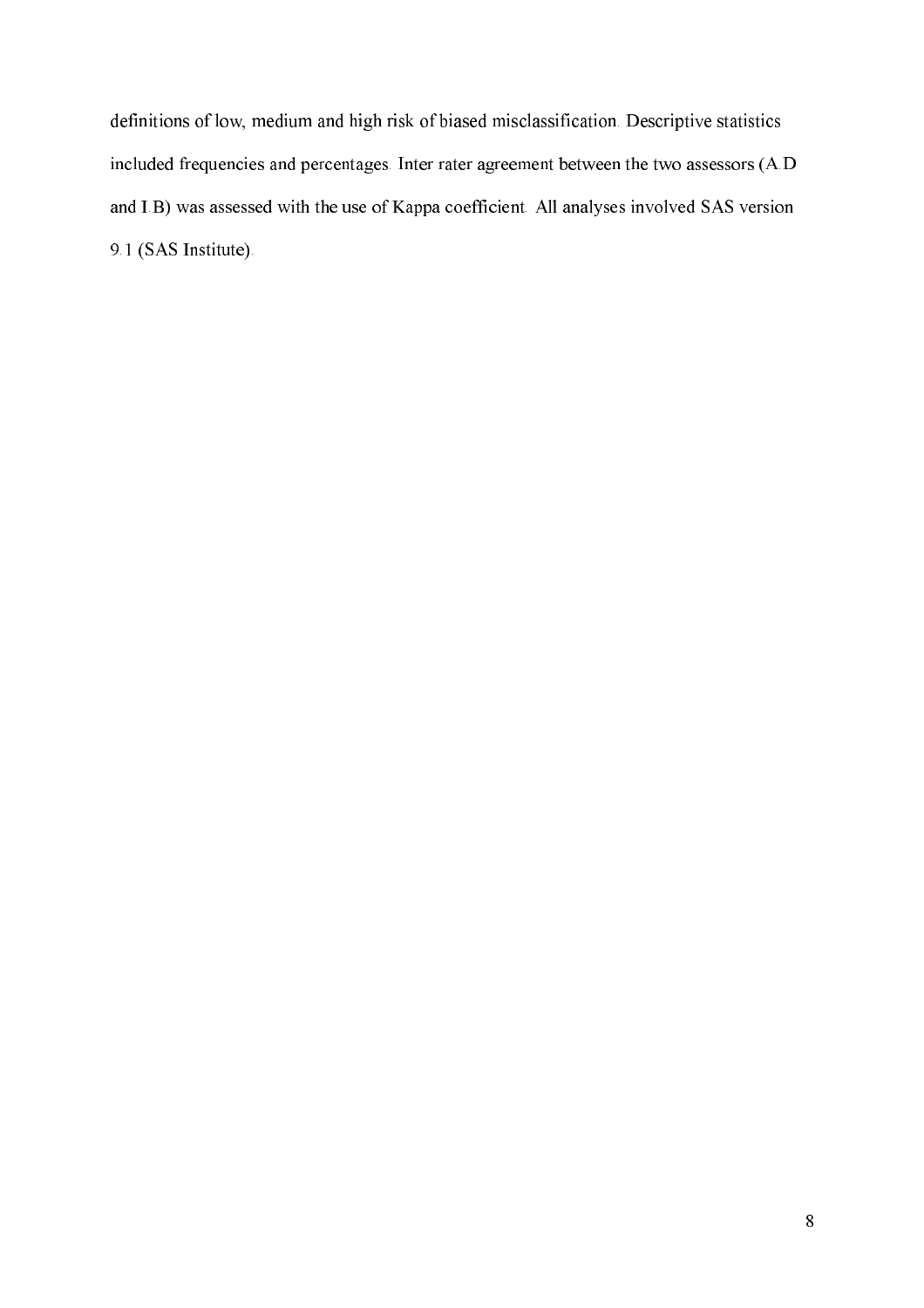definitions of low, medium and high risk of biased misclassification. Descriptive statistics included frequencies and percentages. Inter rater agreement between the two assessors (A.D and I.B) was assessed with the use of Kappa coefficient. All analyses involved SAS version 9.1 (SAS Institute).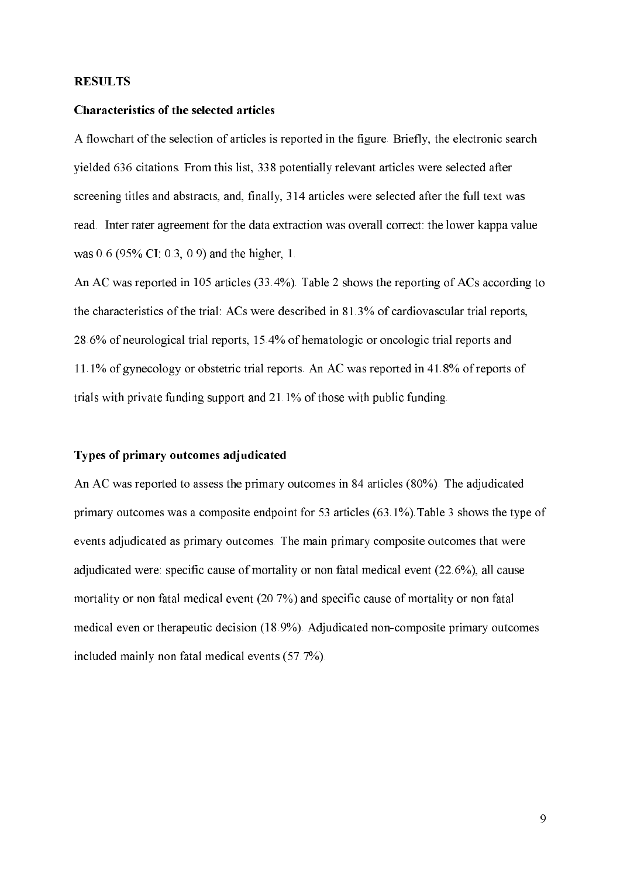## RESULTS

### Characteristics of the selected articles

A flowchart of the selection of articles is reported in the figure. Briefly, the electronic search yielded 636 citations. From this list, 338 potentially relevant articles were selected after screening titles and abstracts, and, finally, 314 articles were selected after the full text was read. Inter rater agreement for the data extraction was overall correct: the lower kappa value was 0.6 (95% CI: 0.3, 0.9) and the higher, 1.

An AC was reported in 105 articles (33.4%). Table 2 shows the reporting of ACs according to the characteristics of the trial: ACs were described in 81.3% of cardiovascular trial reports, 28.6% of neurological trial reports, 15.4% of hematologic or oncologic trial reports and 11.1% of gynecology or obstetric trial reports. An AC was reported in 41.8% of reports of trials with private funding support and 21.1% of those with public funding.

### Types of primary outcomes adjudicated

An AC was reported to assess the primary outcomes in 84 articles (80%). The adjudicated primary outcomes was a composite endpoint for 53 articles (63.1%).Table 3 shows the type of events adjudicated as primary outcomes. The main primary composite outcomes that were adjudicated were: specific cause of mortality or non fatal medical event (22.6%), all cause mortality or non fatal medical event (20.7%) and specific cause of mortality or non fatal medical even or therapeutic decision (18.9%). Adjudicated non-composite primary outcomes included mainly non fatal medical events (57.7%).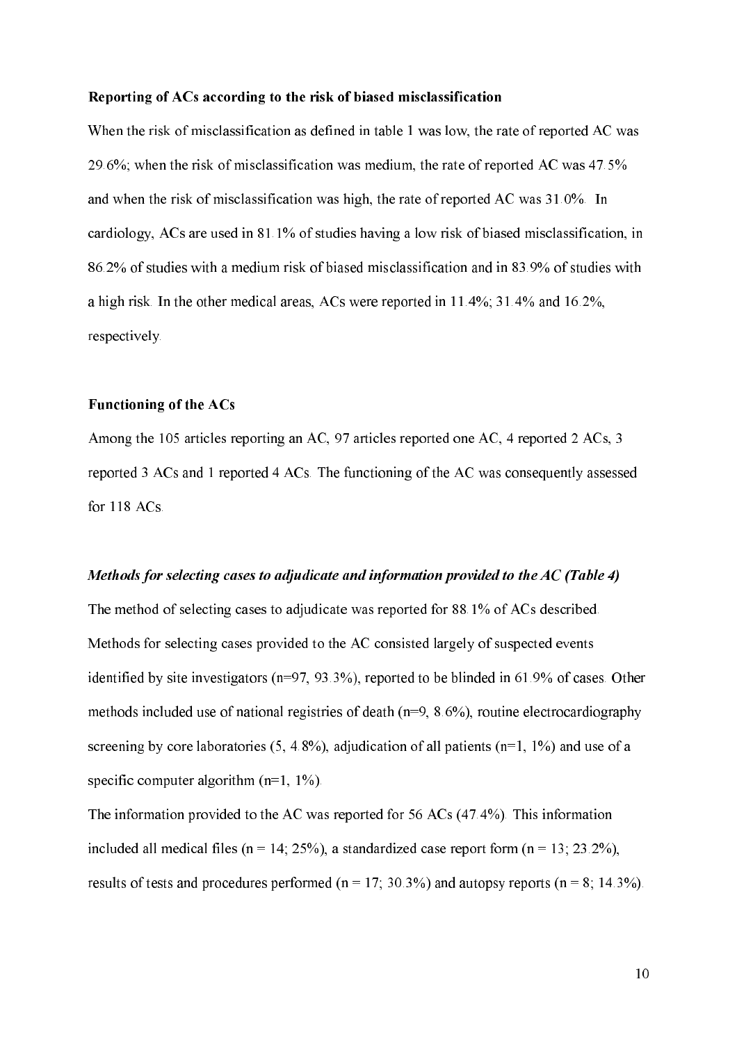**Reporting of ACs according to the risk of biased misclassification**

When the risk of misclassification as defined in table 1 was low, the rate of reported AC was 29.6%; when the risk of misclassification was medium, the rate of reported AC was 47.5% and when the risk of misclassification was high, the rate of reported AC was 31.0%. In cardiology, ACs are used in 81.1% of studies having a low risk of biased misclassification, in 86.2% of studies with a medium risk of biased misclassification and in 83.9% of studies with a high risk. In the other medical areas, ACs were reported in 11.4%; 31.4% and 16.2%, respectively.

**Functioning of the ACs**

Among the 105 articles reporting an AC, 97 articles reported one AC, 4 reported 2 ACs, 3 reported 3 ACs and 1 reported 4 ACs. The functioning of the AC was consequently assessed for 118 ACs.

***Methods for selecting cases to adjudicate and information provided to the AC (Table 4)***

The method of selecting cases to adjudicate was reported for 88.1% of ACs described. Methods for selecting cases provided to the AC consisted largely of suspected events identified by site investigators (n=97, 93.3%), reported to be blinded in 61.9% of cases. Other methods included use of national registries of death (n=9, 8.6%), routine electrocardiography screening by core laboratories (5, 4.8%), adjudication of all patients (n=1, 1%) and use of a specific computer algorithm (n=1, 1%).

The information provided to the AC was reported for 56 ACs (47.4%). This information included all medical files (n = 14; 25%), a standardized case report form (n = 13; 23.2%), results of tests and procedures performed (n = 17; 30.3%) and autopsy reports (n = 8; 14.3%).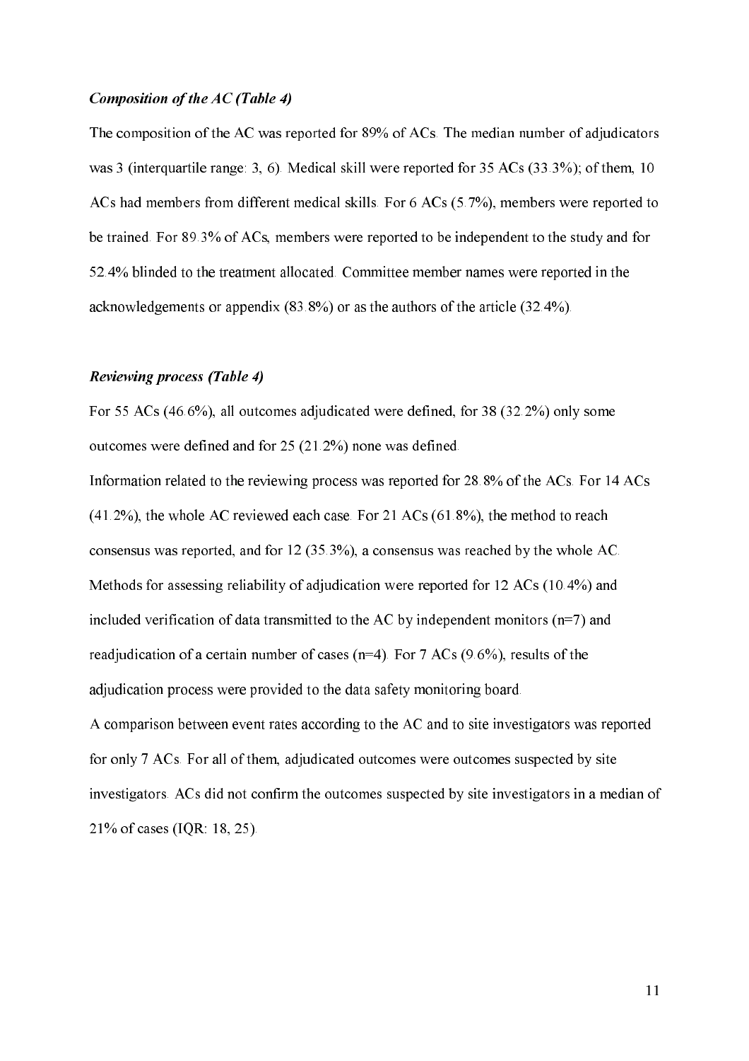### *Composition of the AC (Table 4)*

The composition of the AC was reported for 89% of ACs. The median number of adjudicators was 3 (interquartile range: 3, 6). Medical skill were reported for 35 ACs (33.3%); of them, 10 ACs had members from different medical skills. For 6 ACs (5.7%), members were reported to be trained. For 89.3% of ACs, members were reported to be independent to the study and for 52.4% blinded to the treatment allocated. Committee member names were reported in the acknowledgements or appendix (83.8%) or as the authors of the article (32.4%).

### *Reviewing process (Table 4)*

For 55 ACs (46.6%), all outcomes adjudicated were defined, for 38 (32.2%) only some outcomes were defined and for 25 (21.2%) none was defined.

Information related to the reviewing process was reported for 28.8% of the ACs. For 14 ACs (41.2%), the whole AC reviewed each case. For 21 ACs (61.8%), the method to reach consensus was reported, and for 12 (35.3%), a consensus was reached by the whole AC. Methods for assessing reliability of adjudication were reported for 12 ACs (10.4%) and included verification of data transmitted to the AC by independent monitors (n=7) and readjudication of a certain number of cases (n=4). For 7 ACs (9.6%), results of the adjudication process were provided to the data safety monitoring board.

A comparison between event rates according to the AC and to site investigators was reported for only 7 ACs. For all of them, adjudicated outcomes were outcomes suspected by site investigators. ACs did not confirm the outcomes suspected by site investigators in a median of 21% of cases (IQR: 18, 25).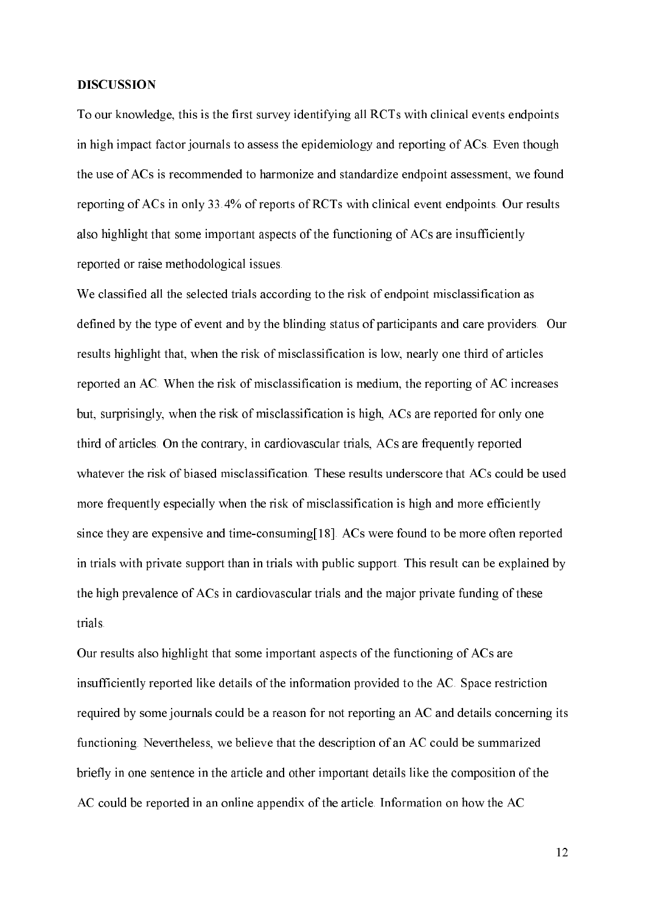## DISCUSSION

To our knowledge, this is the first survey identifying all RCTs with clinical events endpoints in high impact factor journals to assess the epidemiology and reporting of ACs. Even though the use of ACs is recommended to harmonize and standardize endpoint assessment, we found reporting of ACs in only 33.4% of reports of RCTs with clinical event endpoints. Our results also highlight that some important aspects of the functioning of ACs are insufficiently reported or raise methodological issues.

We classified all the selected trials according to the risk of endpoint misclassification as defined by the type of event and by the blinding status of participants and care providers. Our results highlight that, when the risk of misclassification is low, nearly one third of articles reported an AC. When the risk of misclassification is medium, the reporting of AC increases but, surprisingly, when the risk of misclassification is high, ACs are reported for only one third of articles. On the contrary, in cardiovascular trials, ACs are frequently reported whatever the risk of biased misclassification. These results underscore that ACs could be used more frequently especially when the risk of misclassification is high and more efficiently since they are expensive and time-consuming[18]. ACs were found to be more often reported in trials with private support than in trials with public support. This result can be explained by the high prevalence of ACs in cardiovascular trials and the major private funding of these trials.

Our results also highlight that some important aspects of the functioning of ACs are insufficiently reported like details of the information provided to the AC. Space restriction required by some journals could be a reason for not reporting an AC and details concerning its functioning. Nevertheless, we believe that the description of an AC could be summarized briefly in one sentence in the article and other important details like the composition of the AC could be reported in an online appendix of the article. Information on how the AC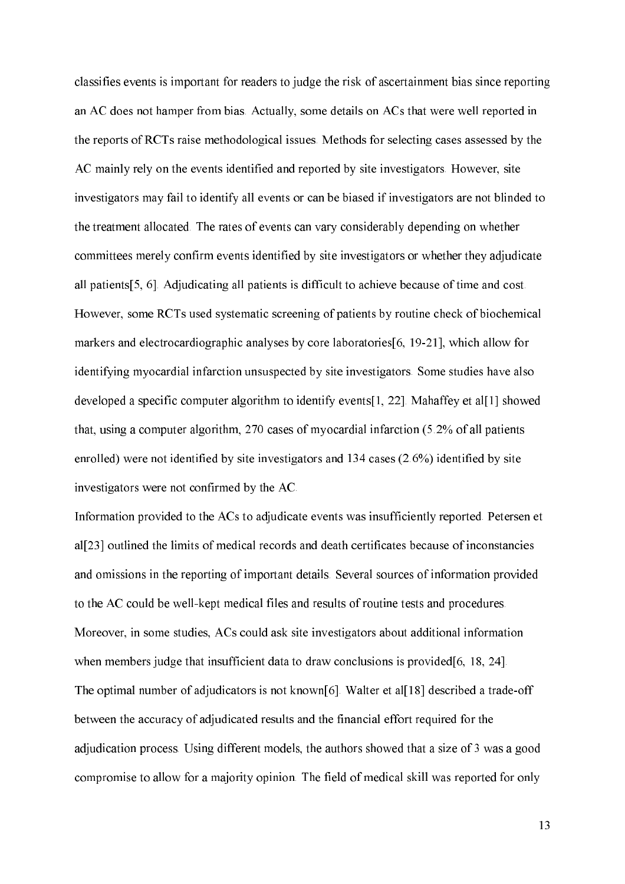classifies events is important for readers to judge the risk of ascertainment bias since reporting an AC does not hamper from bias. Actually, some details on ACs that were well reported in the reports of RCTs raise methodological issues. Methods for selecting cases assessed by the AC mainly rely on the events identified and reported by site investigators. However, site investigators may fail to identify all events or can be biased if investigators are not blinded to the treatment allocated. The rates of events can vary considerably depending on whether committees merely confirm events identified by site investigators or whether they adjudicate all patients[5, 6]. Adjudicating all patients is difficult to achieve because of time and cost. However, some RCTs used systematic screening of patients by routine check of biochemical markers and electrocardiographic analyses by core laboratories[6, 19-21], which allow for identifying myocardial infarction unsuspected by site investigators. Some studies have also developed a specific computer algorithm to identify events[1, 22]. Mahaffey et al[1] showed that, using a computer algorithm, 270 cases of myocardial infarction (5.2% of all patients enrolled) were not identified by site investigators and 134 cases (2.6%) identified by site investigators were not confirmed by the AC.

Information provided to the ACs to adjudicate events was insufficiently reported. Petersen et al[23] outlined the limits of medical records and death certificates because of inconstancies and omissions in the reporting of important details. Several sources of information provided to the AC could be well-kept medical files and results of routine tests and procedures. Moreover, in some studies, ACs could ask site investigators about additional information when members judge that insufficient data to draw conclusions is provided[6, 18, 24].

The optimal number of adjudicators is not known[6]. Walter et al[18] described a trade-off between the accuracy of adjudicated results and the financial effort required for the adjudication process. Using different models, the authors showed that a size of 3 was a good compromise to allow for a majority opinion. The field of medical skill was reported for only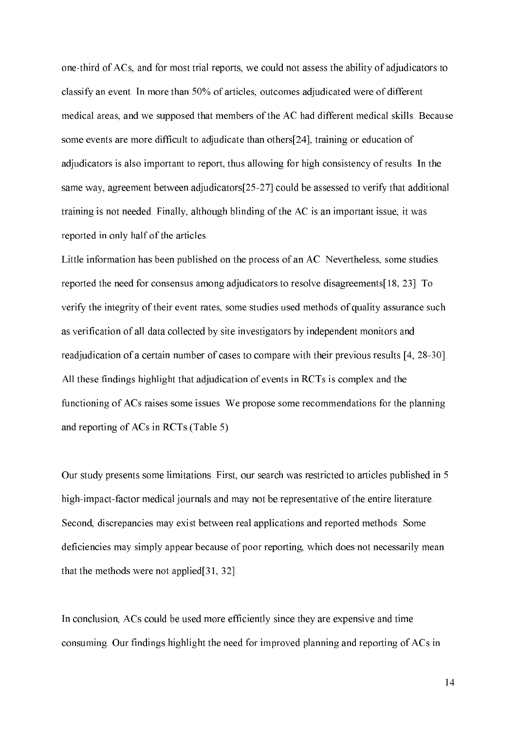one-third of ACs, and for most trial reports, we could not assess the ability of adjudicators to classify an event. In more than 50% of articles, outcomes adjudicated were of different medical areas, and we supposed that members of the AC had different medical skills. Because some events are more difficult to adjudicate than others[24], training or education of adjudicators is also important to report, thus allowing for high consistency of results. In the same way, agreement between adjudicators[25-27] could be assessed to verify that additional training is not needed. Finally, although blinding of the AC is an important issue, it was reported in only half of the articles.

Little information has been published on the process of an AC. Nevertheless, some studies reported the need for consensus among adjudicators to resolve disagreements[18, 23]. To verify the integrity of their event rates, some studies used methods of quality assurance such as verification of all data collected by site investigators by independent monitors and readjudication of a certain number of cases to compare with their previous results [4, 28-30]. All these findings highlight that adjudication of events in RCTs is complex and the functioning of ACs raises some issues. We propose some recommendations for the planning and reporting of ACs in RCTs (Table 5).

Our study presents some limitations. First, our search was restricted to articles published in 5 high-impact-factor medical journals and may not be representative of the entire literature. Second, discrepancies may exist between real applications and reported methods. Some deficiencies may simply appear because of poor reporting, which does not necessarily mean that the methods were not applied[31, 32].

In conclusion, ACs could be used more efficiently since they are expensive and time consuming. Our findings highlight the need for improved planning and reporting of ACs in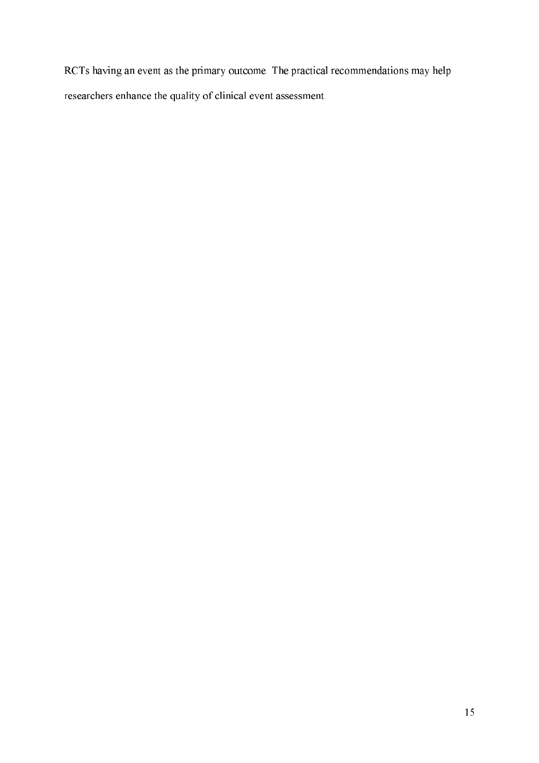RCTs having an event as the primary outcome. The practical recommendations may help researchers enhance the quality of clinical event assessment.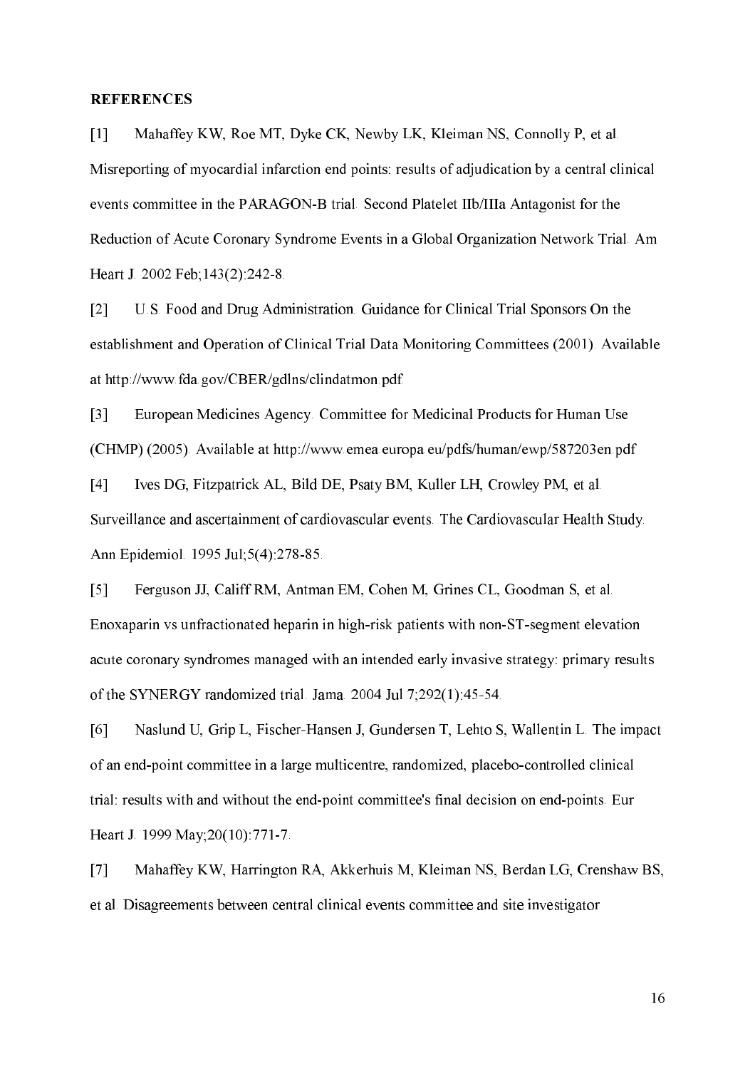**REFERENCES**

[1] Mahaffey KW, Roe MT, Dyke CK, Newby LK, Kleiman NS, Connolly P, et al. Misreporting of myocardial infarction end points: results of adjudication by a central clinical events committee in the PARAGON-B trial. Second Platelet IIb/IIIa Antagonist for the Reduction of Acute Coronary Syndrome Events in a Global Organization Network Trial. Am Heart J. 2002 Feb;143(2):242-8.

[2] U.S. Food and Drug Administration. Guidance for Clinical Trial Sponsors On the establishment and Operation of Clinical Trial Data Monitoring Committees (2001). Available at http://www.fda.gov/CBER/gdlns/clindatmon.pdf.

[3] European Medicines Agency. Committee for Medicinal Products for Human Use (CHMP) (2005). Available at http://www.emea.europa.eu/pdfs/human/ewp/587203en.pdf

[4] Ives DG, Fitzpatrick AL, Bild DE, Psaty BM, Kuller LH, Crowley PM, et al. Surveillance and ascertainment of cardiovascular events. The Cardiovascular Health Study. Ann Epidemiol. 1995 Jul;5(4):278-85.

[5] Ferguson JJ, Califf RM, Antman EM, Cohen M, Grines CL, Goodman S, et al. Enoxaparin vs unfractionated heparin in high-risk patients with non-ST-segment elevation acute coronary syndromes managed with an intended early invasive strategy: primary results of the SYNERGY randomized trial. Jama. 2004 Jul 7;292(1):45-54.

[6] Naslund U, Grip L, Fischer-Hansen J, Gundersen T, Lehto S, Wallentin L. The impact of an end-point committee in a large multicentre, randomized, placebo-controlled clinical trial: results with and without the end-point committee's final decision on end-points. Eur Heart J. 1999 May;20(10):771-7.

[7] Mahaffey KW, Harrington RA, Akkerhuis M, Kleiman NS, Berdan LG, Crenshaw BS, et al. Disagreements between central clinical events committee and site investigator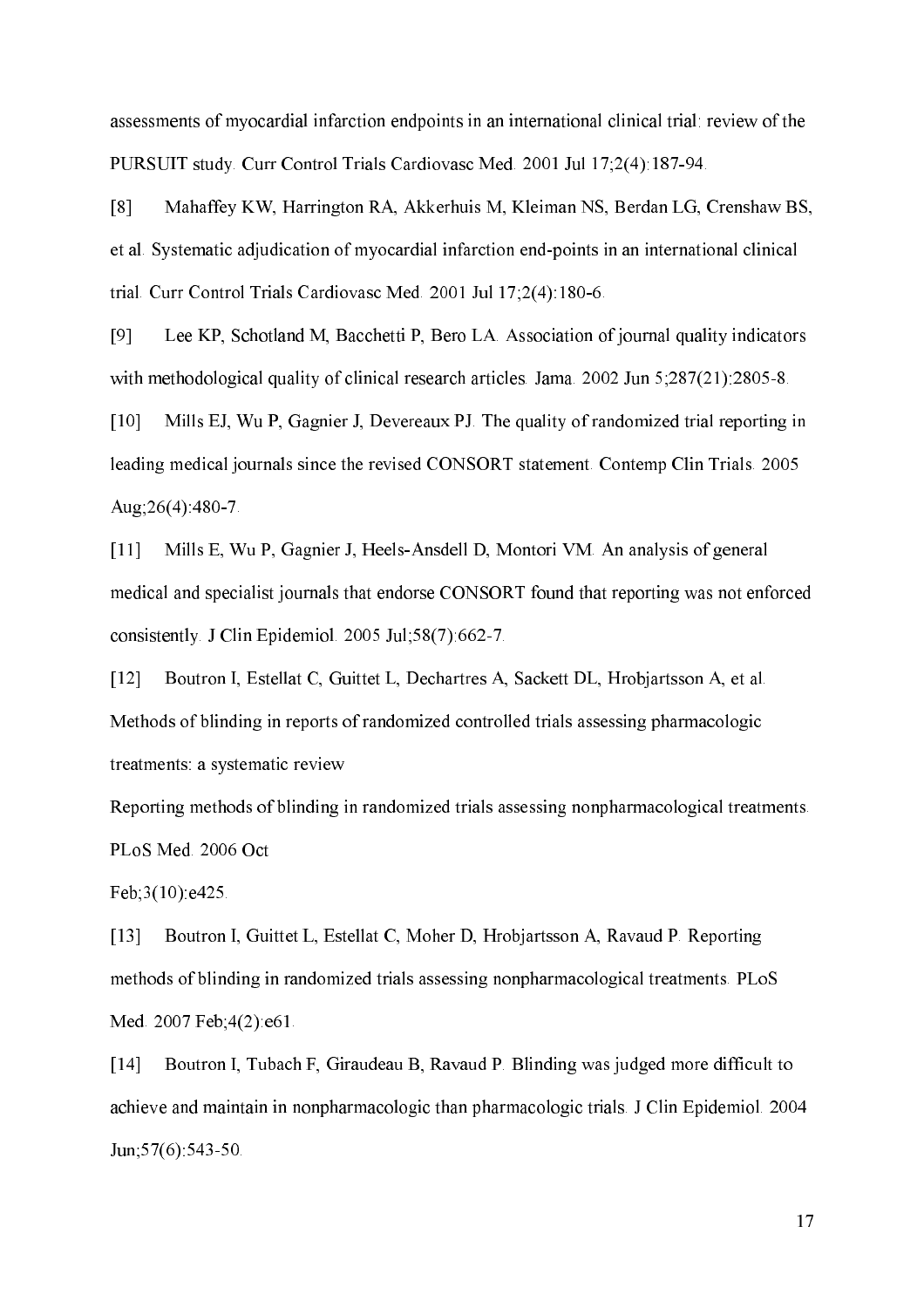assessments of myocardial infarction endpoints in an international clinical trial: review of the PURSUIT study. Curr Control Trials Cardiovasc Med. 2001 Jul 17;2(4):187-94.

[8] Mahaffey KW, Harrington RA, Akkerhuis M, Kleiman NS, Berdan LG, Crenshaw BS, et al. Systematic adjudication of myocardial infarction end-points in an international clinical trial. Curr Control Trials Cardiovasc Med. 2001 Jul 17;2(4):180-6.

[9] Lee KP, Schotland M, Bacchetti P, Bero LA. Association of journal quality indicators with methodological quality of clinical research articles. Jama. 2002 Jun 5;287(21):2805-8.

[10] Mills EJ, Wu P, Gagnier J, Devereaux PJ. The quality of randomized trial reporting in leading medical journals since the revised CONSORT statement. Contemp Clin Trials. 2005 Aug;26(4):480-7.

[11] Mills E, Wu P, Gagnier J, Heels-Ansdell D, Montori VM. An analysis of general medical and specialist journals that endorse CONSORT found that reporting was not enforced consistently. J Clin Epidemiol. 2005 Jul;58(7):662-7.

[12] Boutron I, Estellat C, Guittet L, Dechartres A, Sackett DL, Hrobjartsson A, et al. Methods of blinding in reports of randomized controlled trials assessing pharmacologic treatments: a systematic review

Reporting methods of blinding in randomized trials assessing nonpharmacological treatments. PLoS Med. 2006 Oct

Feb;3(10):e425.

[13] Boutron I, Guittet L, Estellat C, Moher D, Hrobjartsson A, Ravaud P. Reporting methods of blinding in randomized trials assessing nonpharmacological treatments. PLoS Med. 2007 Feb;4(2):e61.

[14] Boutron I, Tubach F, Giraudeau B, Ravaud P. Blinding was judged more difficult to achieve and maintain in nonpharmacologic than pharmacologic trials. J Clin Epidemiol. 2004 Jun;57(6):543-50.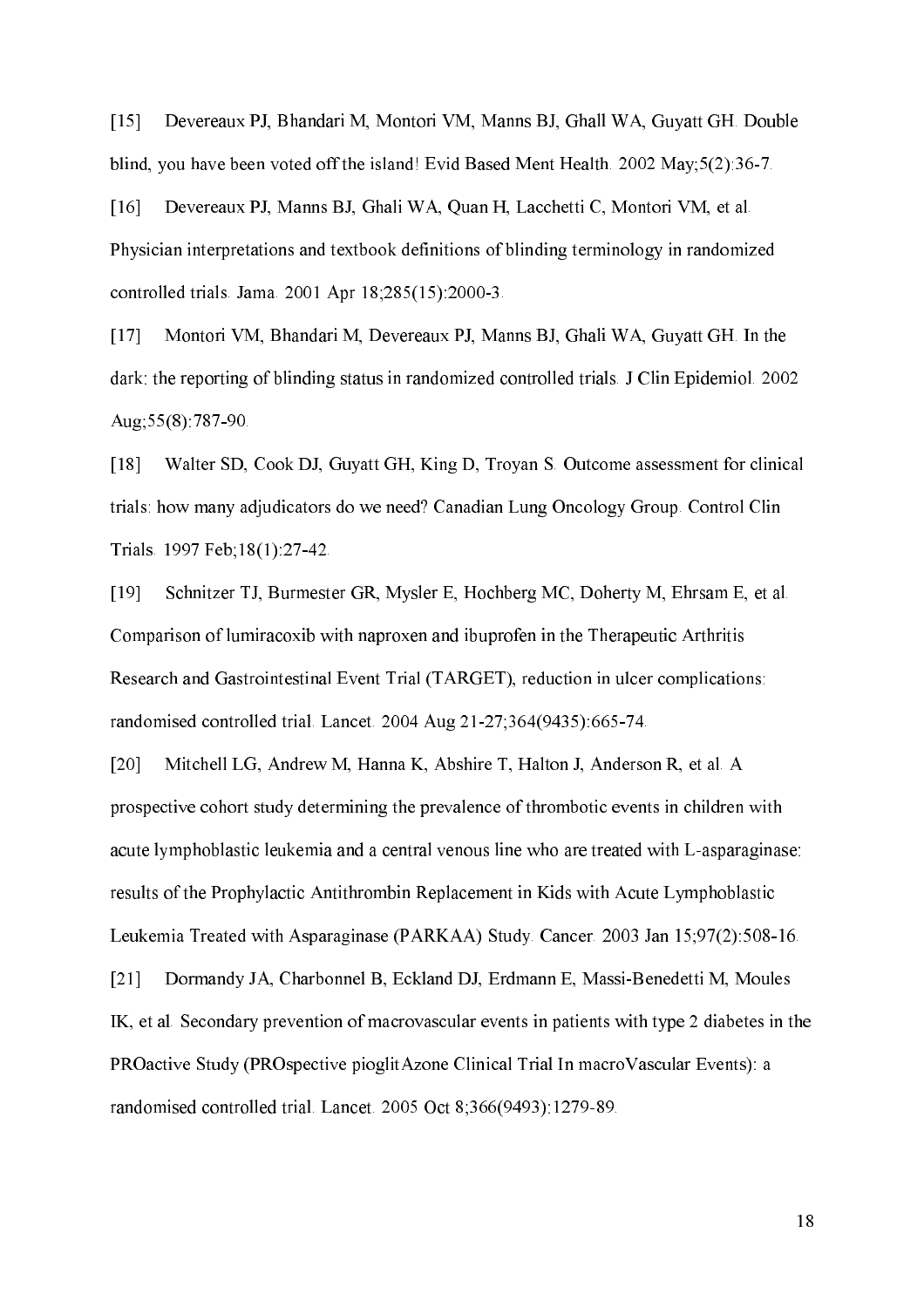[15] Devereaux PJ, Bhandari M, Montori VM, Manns BJ, Ghall WA, Guyatt GH. Double blind, you have been voted off the island! Evid Based Ment Health. 2002 May;5(2):36-7.

[16] Devereaux PJ, Manns BJ, Ghali WA, Quan H, Lacchetti C, Montori VM, et al. Physician interpretations and textbook definitions of blinding terminology in randomized controlled trials. Jama. 2001 Apr 18;285(15):2000-3.

[17] Montori VM, Bhandari M, Devereaux PJ, Manns BJ, Ghali WA, Guyatt GH. In the dark: the reporting of blinding status in randomized controlled trials. J Clin Epidemiol. 2002 Aug;55(8):787-90.

[18] Walter SD, Cook DJ, Guyatt GH, King D, Troyan S. Outcome assessment for clinical trials: how many adjudicators do we need? Canadian Lung Oncology Group. Control Clin Trials. 1997 Feb;18(1):27-42.

[19] Schnitzer TJ, Burmester GR, Mysler E, Hochberg MC, Doherty M, Ehrsam E, et al. Comparison of lumiracoxib with naproxen and ibuprofen in the Therapeutic Arthritis Research and Gastrointestinal Event Trial (TARGET), reduction in ulcer complications: randomised controlled trial. Lancet. 2004 Aug 21-27;364(9435):665-74.

[20] Mitchell LG, Andrew M, Hanna K, Abshire T, Halton J, Anderson R, et al. A prospective cohort study determining the prevalence of thrombotic events in children with acute lymphoblastic leukemia and a central venous line who are treated with L-asparaginase: results of the Prophylactic Antithrombin Replacement in Kids with Acute Lymphoblastic Leukemia Treated with Asparaginase (PARKAA) Study. Cancer. 2003 Jan 15;97(2):508-16.

[21] Dormandy JA, Charbonnel B, Eckland DJ, Erdmann E, Massi-Benedetti M, Moules IK, et al. Secondary prevention of macrovascular events in patients with type 2 diabetes in the PROactive Study (PROspective pioglitAzone Clinical Trial In macroVascular Events): a randomised controlled trial. Lancet. 2005 Oct 8;366(9493):1279-89.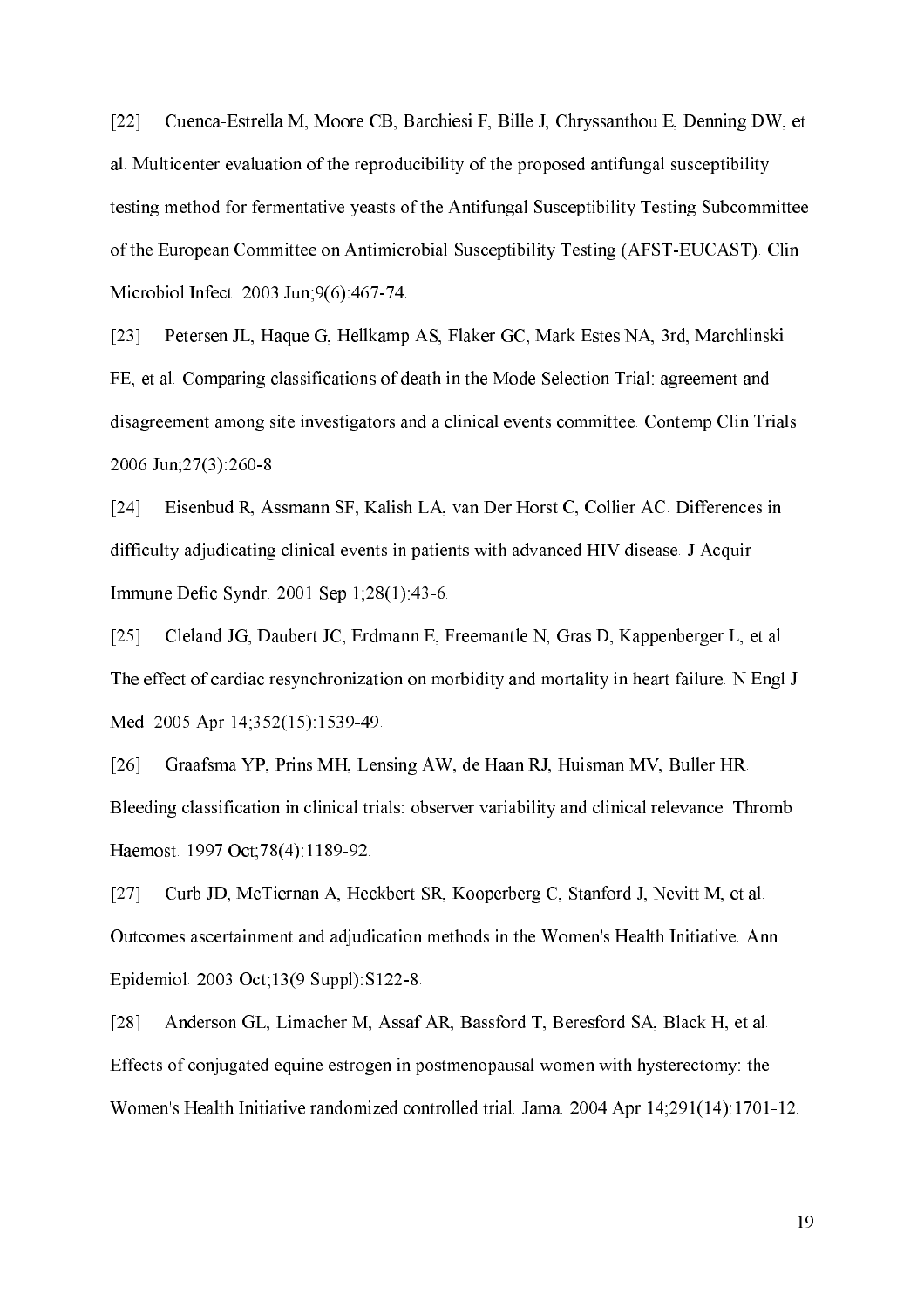[22] Cuenca-Estrella M, Moore CB, Barchiesi F, Bille J, Chryssanthou E, Denning DW, et al. Multicenter evaluation of the reproducibility of the proposed antifungal susceptibility testing method for fermentative yeasts of the Antifungal Susceptibility Testing Subcommittee of the European Committee on Antimicrobial Susceptibility Testing (AFST-EUCAST). Clin Microbiol Infect. 2003 Jun;9(6):467-74.

[23] Petersen JL, Haque G, Hellkamp AS, Flaker GC, Mark Estes NA, 3rd, Marchlinski FE, et al. Comparing classifications of death in the Mode Selection Trial: agreement and disagreement among site investigators and a clinical events committee. Contemp Clin Trials. 2006 Jun;27(3):260-8.

[24] Eisenbud R, Assmann SF, Kalish LA, van Der Horst C, Collier AC. Differences in difficulty adjudicating clinical events in patients with advanced HIV disease. J Acquir Immune Defic Syndr. 2001 Sep 1;28(1):43-6.

[25] Cleland JG, Daubert JC, Erdmann E, Freemantle N, Gras D, Kappenberger L, et al. The effect of cardiac resynchronization on morbidity and mortality in heart failure. N Engl J Med. 2005 Apr 14;352(15):1539-49.

[26] Graafsma YP, Prins MH, Lensing AW, de Haan RJ, Huisman MV, Buller HR. Bleeding classification in clinical trials: observer variability and clinical relevance. Thromb Haemost. 1997 Oct;78(4):1189-92.

[27] Curb JD, McTiernan A, Heckbert SR, Kooperberg C, Stanford J, Nevitt M, et al. Outcomes ascertainment and adjudication methods in the Women's Health Initiative. Ann Epidemiol. 2003 Oct;13(9 Suppl):S122-8.

[28] Anderson GL, Limacher M, Assaf AR, Bassford T, Beresford SA, Black H, et al. Effects of conjugated equine estrogen in postmenopausal women with hysterectomy: the Women's Health Initiative randomized controlled trial. Jama. 2004 Apr 14;291(14):1701-12.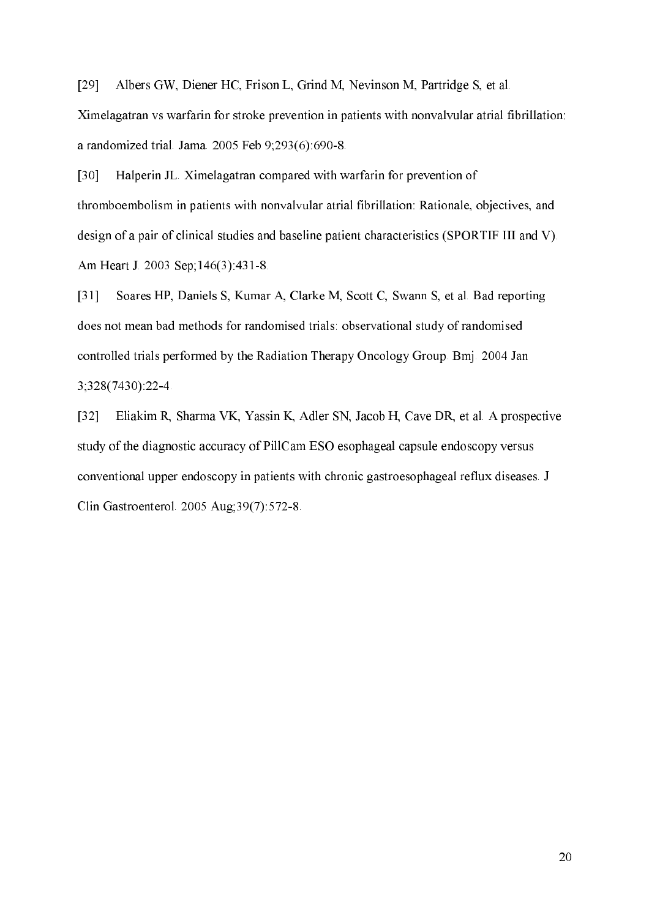[29] Albers GW, Diener HC, Frison L, Grind M, Nevinson M, Partridge S, et al. Ximelagatran vs warfarin for stroke prevention in patients with nonvalvular atrial fibrillation: a randomized trial. Jama. 2005 Feb 9;293(6):690-8.

[30] Halperin JL. Ximelagatran compared with warfarin for prevention of thromboembolism in patients with nonvalvular atrial fibrillation: Rationale, objectives, and design of a pair of clinical studies and baseline patient characteristics (SPORTIF III and V). Am Heart J. 2003 Sep;146(3):431-8.

[31] Soares HP, Daniels S, Kumar A, Clarke M, Scott C, Swann S, et al. Bad reporting does not mean bad methods for randomised trials: observational study of randomised controlled trials performed by the Radiation Therapy Oncology Group. Bmj. 2004 Jan 3;328(7430):22-4.

[32] Eliakim R, Sharma VK, Yassin K, Adler SN, Jacob H, Cave DR, et al. A prospective study of the diagnostic accuracy of PillCam ESO esophageal capsule endoscopy versus conventional upper endoscopy in patients with chronic gastroesophageal reflux diseases. J Clin Gastroenterol. 2005 Aug;39(7):572-8.